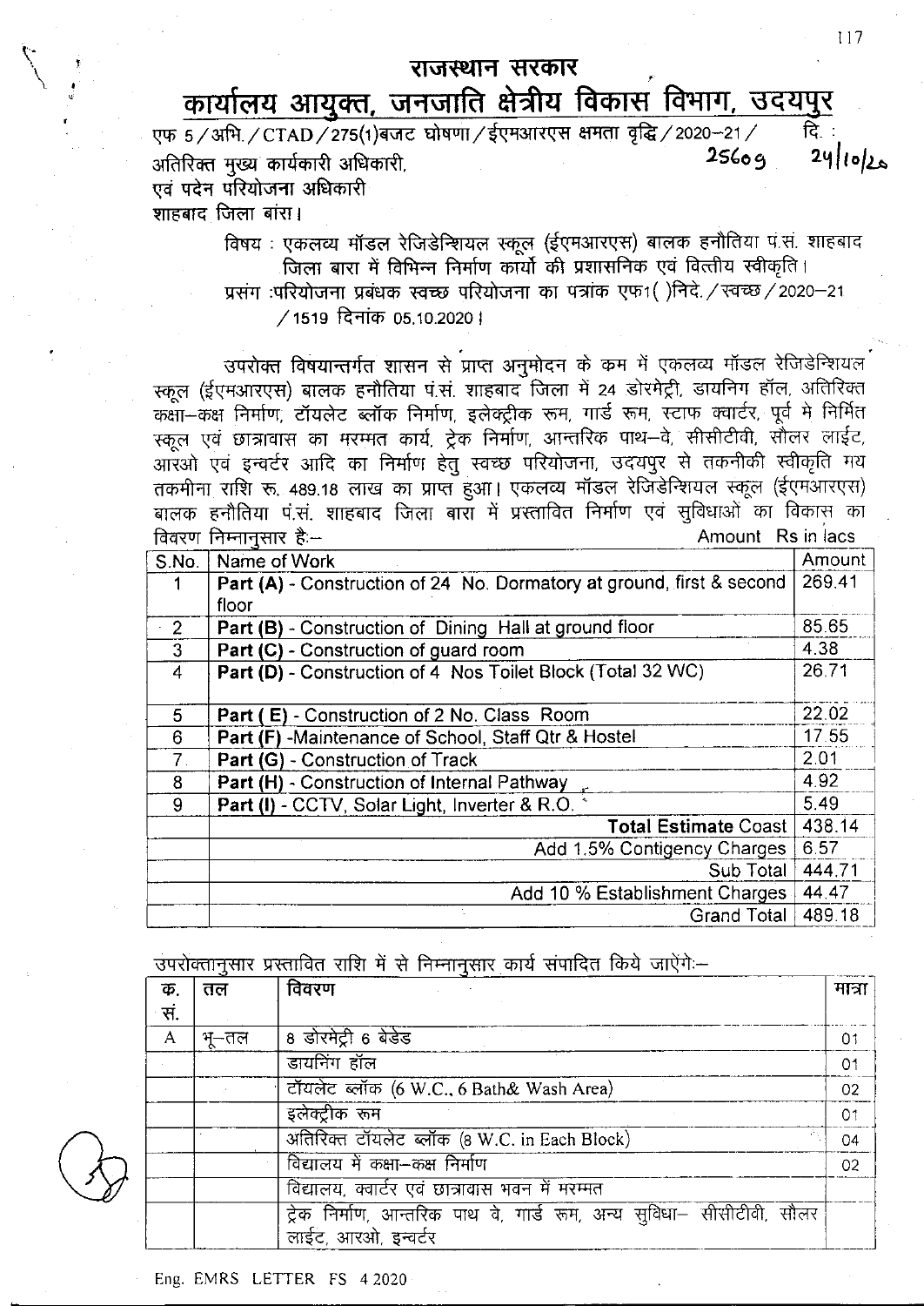# राजस्थान सरकार

## कार्यालय आयुक्त, जनजाति क्षेत्रीय विकास विभाग, उदयपुर

एफ 5/अभि./CTAD/275(1)बजट घोषणा/ईएमआरएस क्षमता वृद्धि/2020–21/ 25609 दि.: 24/10/20

अतिरिक्त मुख्य कार्यकारी अधिकारी,
एवं पदेन परियोजना अधिकारी
शाहबाद जिला बारां।

> विषय : एकलव्य मॉडल रेजिडेन्शियल स्कूल (ईएमआरएस) बालक हनौतिया पं.सं. शाहबाद जिला बारा में विभिन्न निर्माण कार्यो की प्रशासनिक एवं वित्तीय स्वीकृति।
>
> प्रसंग :परियोजना प्रबंधक स्वच्छ परियोजना का पत्रांक एफ1( )निदे./स्वच्छ/2020–21/1519 दिनांक 05.10.2020।

उपरोक्त विषयान्तर्गत शासन से प्राप्त अनुमोदन के क्रम में एकलव्य मॉडल रेजिडेन्शियल स्कूल (ईएमआरएस) बालक हनौतिया पं.सं. शाहबाद जिला में 24 डोरमेट्री, डायनिग हॉल, अतिरिक्त कक्षा–कक्ष निर्माण, टॉयलेट ब्लॉक निर्माण, इलेक्ट्रीक रूम, गार्ड रूम, स्टाफ क्वार्टर, पूर्व मे निर्मित स्कूल एवं छात्रावास का मरम्मत कार्य, ट्रेक निर्माण, आन्तरिक पाथ–वे, सीसीटीवी, सौलर लाईट, आरओ एवं इन्वर्टर आदि का निर्माण हेतु स्वच्छ परियोजना, उदयपुर से तकनीकी स्वीकृति मय तकमीना राशि रू. 489.18 लाख का प्राप्त हुआ। एकलव्य मॉडल रेजिडेन्शियल स्कूल (ईएमआरएस) बालक हनौतिया पं.सं. शाहबाद जिला बारा में प्रस्तावित निर्माण एवं सुविधाओं का विकास का विवरण निम्नानुसार हैः–

Amount Rs in lacs

| S.No. | Name of Work | Amount |
|---|---|---|
| 1 | **Part (A)** - Construction of 24 No. Dormatory at ground, first & second floor | 269.41 |
| 2 | **Part (B)** - Construction of Dining Hall at ground floor | 85.65 |
| 3 | **Part (C)** - Construction of guard room | 4.38 |
| 4 | **Part (D)** - Construction of 4 Nos Toilet Block (Total 32 WC) | 26.71 |
| 5 | **Part ( E)** - Construction of 2 No. Class Room | 22.02 |
| 6 | **Part (F)** -Maintenance of School, Staff Qtr & Hostel | 17.55 |
| 7 | **Part (G)** - Construction of Track | 2.01 |
| 8 | **Part (H)** - Construction of Internal Pathway | 4.92 |
| 9 | **Part (I)** - CCTV, Solar Light, Inverter & R.O. | 5.49 |
| | **Total Estimate** Coast | 438.14 |
| | Add 1.5% Contigency Charges | 6.57 |
| | Sub Total | 444.71 |
| | Add 10 % Establishment Charges | 44.47 |
| | Grand Total | 489.18 |

उपरोक्तानुसार प्रस्तावित राशि में से निम्नानुसार कार्य संपादित किये जाऐंगेः–

| क्र. सं. | तल | विवरण | मात्रा |
|---|---|---|---|
| A | भू–तल | 8 डोरमेट्री 6 बेडेड | 01 |
| | | डायनिंग हॉल | 01 |
| | | टॉयलेट ब्लॉक (6 W.C., 6 Bath& Wash Area) | 02 |
| | | इलेक्ट्रीक रूम | 01 |
| | | अतिरिक्त टॉयलेट ब्लॉक (8 W.C. in Each Block) | 04 |
| | | विद्यालय में कक्षा–कक्ष निर्माण | 02 |
| | | विद्यालय, क्वार्टर एवं छात्रावास भवन में मरम्मत | |
| | | ट्रेक निर्माण, आन्तरिक पाथ वे, गार्ड रूम, अन्य सुविधा– सीसीटीवी, सौलर लाईट, आरओ, इन्वर्टर | |

Eng. EMRS LETTER FS 4 2020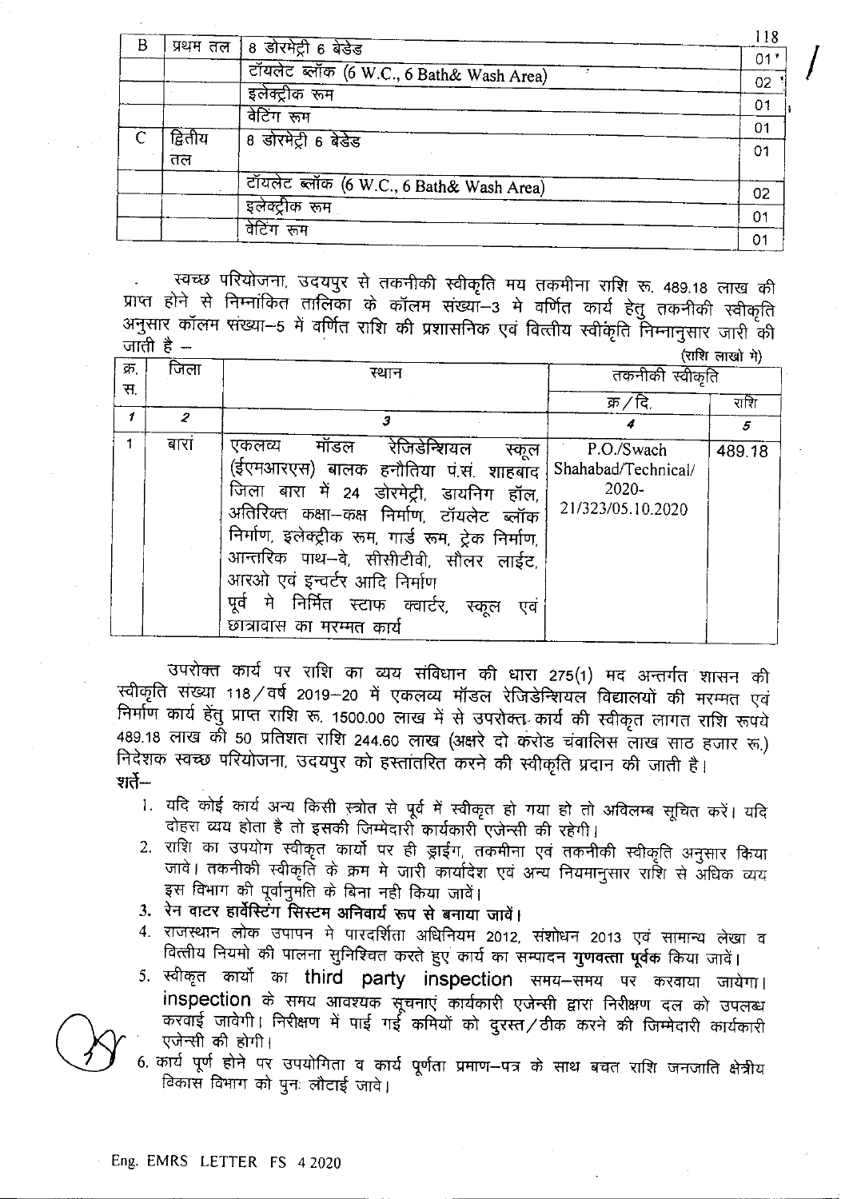| B | प्रथम तल | 8 डोरमेट्री 6 बेडेड | 01 |
|---|---|---|---|
| | | टॉयलेट ब्लॉक (6 W.C., 6 Bath& Wash Area) | 02 |
| | | इलेक्ट्रीक रूम | 01 |
| | | वेटिंग रूम | 01 |
| C | द्वितीय तल | 8 डोरमेट्री 6 बेडेड | 01 |
| | | टॉयलेट ब्लॉक (6 W.C., 6 Bath& Wash Area) | 02 |
| | | इलेक्ट्रीक रूम | 01 |
| | | वेटिंग रूम | 01 |

स्वच्छ परियोजना, उदयपुर से तकनीकी स्वीकृति मय तकमीना राशि रू. 489.18 लाख की प्राप्त होने से निम्नांकित तालिका के कॉलम संख्या–3 मे वर्णित कार्य हेतु तकनीकी स्वीकृति अनुसार कॉलम संख्या–5 में वर्णित राशि की प्रशासनिक एवं वित्तीय स्वीकृति निम्नानुसार जारी की जाती है –

(राशि लाखो मे)

| क्र. स. | जिला | स्थान | तकनीकी स्वीकृति | |
|---|---|---|---|---|
| | | | क्र/दि. | राशि |
| 1 | 2 | 3 | 4 | 5 |
| 1 | बारां | एकलव्य मॉडल रेजिडेन्शियल स्कूल (ईएमआरएस) बालक हनौतिया पं.सं. शाहबाद जिला बारा में 24 डोरमेट्री, डायनिंग हॉल, अतिरिक्त कक्षा–कक्ष निर्माण, टॉयलेट ब्लॉक निर्माण, इलेक्ट्रीक रूम, गार्ड रूम, ट्रेक निर्माण, आन्तरिक पाथ–वे, सीसीटीवी, सौलर लाईट, आरओ एवं इन्वर्टर आदि निर्माण<br>पूर्व मे निर्मित स्टाफ क्वार्टर, स्कूल एवं छात्रावास का मरम्मत कार्य | P.O./Swach Shahabad/Technical/ 2020-21/323/05.10.2020 | 489.18 |

उपरोक्त कार्य पर राशि का व्यय संविधान की धारा 275(1) मद अन्तर्गत शासन की स्वीकृति संख्या 118/वर्ष 2019–20 में एकलव्य मॉडल रेजिडेन्शियल विद्यालयों की मरम्मत एवं निर्माण कार्य हेतु प्राप्त राशि रू. 1500.00 लाख में से उपरोक्त कार्य की स्वीकृत लागत राशि रूपये 489.18 लाख की 50 प्रतिशत राशि 244.60 लाख (अक्षरे दो करोड चंवालिस लाख साठ हजार रू.) निदेशक स्वच्छ परियोजना, उदयपुर को हस्तांतरित करने की स्वीकृति प्रदान की जाती है।

**शर्तें–**

1. यदि कोई कार्य अन्य किसी स्त्रोत से पूर्व में स्वीकृत हो गया हो तो अविलम्ब सूचित करें। यदि दोहरा व्यय होता है तो इसकी जिम्मेदारी कार्यकारी एजेन्सी की रहेगी।
2. राशि का उपयोग स्वीकृत कार्यो पर ही ड्राईंग, तकमीना एवं तकनीकी स्वीकृति अनुसार किया जावे। तकनीकी स्वीकृति के क्रम मे जारी कार्यादेश एवं अन्य नियमानुसार राशि से अधिक व्यय इस विभाग की पूर्वानुमति के बिना नही किया जावें।
3. **रेन वाटर हार्वेस्टिंग सिस्टम अनिवार्य रूप से बनाया जावें।**
4. राजस्थान लोक उपापन मे पारदर्शिता अधिनियम 2012, संशोधन 2013 एवं सामान्य लेखा व वित्तीय नियमो की पालना सुनिश्चित करते हुए कार्य का सम्पादन **गुणवत्ता पूर्वक** किया जावें।
5. स्वीकृत कार्यो का third party inspection समय–समय पर करवाया जायेगा। inspection के समय आवश्यक सूचनाएं कार्यकारी एजेन्सी द्वारा निरीक्षण दल को उपलब्ध करवाई जावेगी। निरीक्षण में पाई गई कमियों को दुरस्त/ठीक करने की जिम्मेदारी कार्यकारी एजेन्सी की होगी।
6. कार्य पूर्ण होने पर उपयोगिता व कार्य पूर्णता प्रमाण–पत्र के साथ बचत राशि जनजाति क्षेत्रीय विकास विभाग को पुनः लौटाई जावे।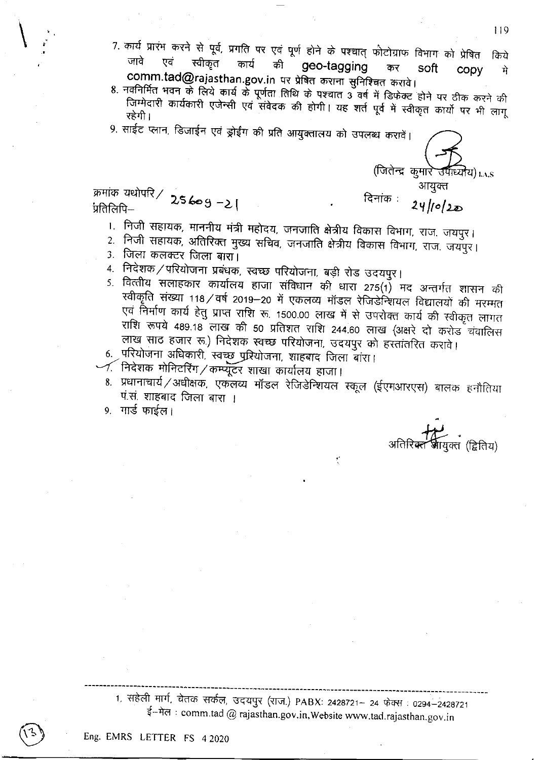7. कार्य प्रारंभ करने से पूर्व, प्रगति पर एवं पूर्ण होने के पश्चात् फोटोग्राफ विभाग को प्रेषित किये जावे एवं स्वीकृत कार्य की geo-tagging कर soft copy मे comm.tad@rajasthan.gov.in पर प्रेषित कराना सुनिश्चित करावे।
8. नवनिर्मित भवन के लिये कार्य के पूर्णता तिथि के पश्चात 3 वर्ष में डिफेक्ट होने पर ठीक करने की जिम्मेदारी कार्यकारी एजेन्सी एवं संवेदक की होगी। यह शर्त पूर्व में स्वीकृत कार्यो पर भी लागू रहेगी।
9. साईट प्लान, डिजाईन एवं ड्रोईंग की प्रति आयुक्तालय को उपलब्ध करावें।

(जितेन्द्र कुमार उपाध्याय) I.A.S
आयुक्त

क्रमांक यथोपरि / 25609 -21 दिनांक : 24/10/20

प्रतिलिपि–

1. निजी सहायक, माननीय मंत्री महोदय, जनजाति क्षेत्रीय विकास विभाग, राज. जयपुर।
2. निजी सहायक, अतिरिक्त मुख्य सचिव, जनजाति क्षेत्रीय विकास विभाग, राज. जयपुर।
3. जिला कलक्टर जिला बारा।
4. निदेशक / परियोजना प्रबंधक, स्वच्छ परियोजना, बड़ी रोड उदयपुर।
5. वित्तीय सलाहकार कार्यालय हाजा संविधान की धारा 275(1) मद अन्तर्गत शासन की स्वीकृति संख्या 118 / वर्ष 2019–20 में एकलव्य मॉडल रेजिडेन्शियल विद्यालयों की मरम्मत एवं निर्माण कार्य हेतु प्राप्त राशि रू. 1500.00 लाख में से उपरोक्त कार्य की स्वीकृत लागत राशि रूपये 489.18 लाख की 50 प्रतिशत राशि 244.60 लाख (अक्षरे दो करोड चंवालिस लाख साठ हजार रू.) निदेशक स्वच्छ परियोजना, उदयपुर को हस्तांतरित करावे।
6. परियोजना अधिकारी, स्वच्छ परियोजना, शाहबाद जिला बांरा।
7. निदेशक मोनिटरिंग / कम्प्यूटर शाखा कार्यालय हाजा।
8. प्रधानाचार्य / अधीक्षक, एकलव्य मॉडल रेजिडेन्शियल स्कूल (ईएमआरएस) बालक हनौतिया पं.सं. शाहबाद जिला बारा ।
9. गार्ड फाईल।

अतिरिक्त आयुक्त (द्वितिय)

1, सहेली मार्ग, चेतक सर्कल, उदयपुर (राज.) PABX: 2428721– 24 फेक्स : 0294–2428721
ई–मेल : comm.tad @ rajasthan.gov.in,Website www.tad.rajasthan.gov.in

Eng. EMRS LETTER FS 4 2020